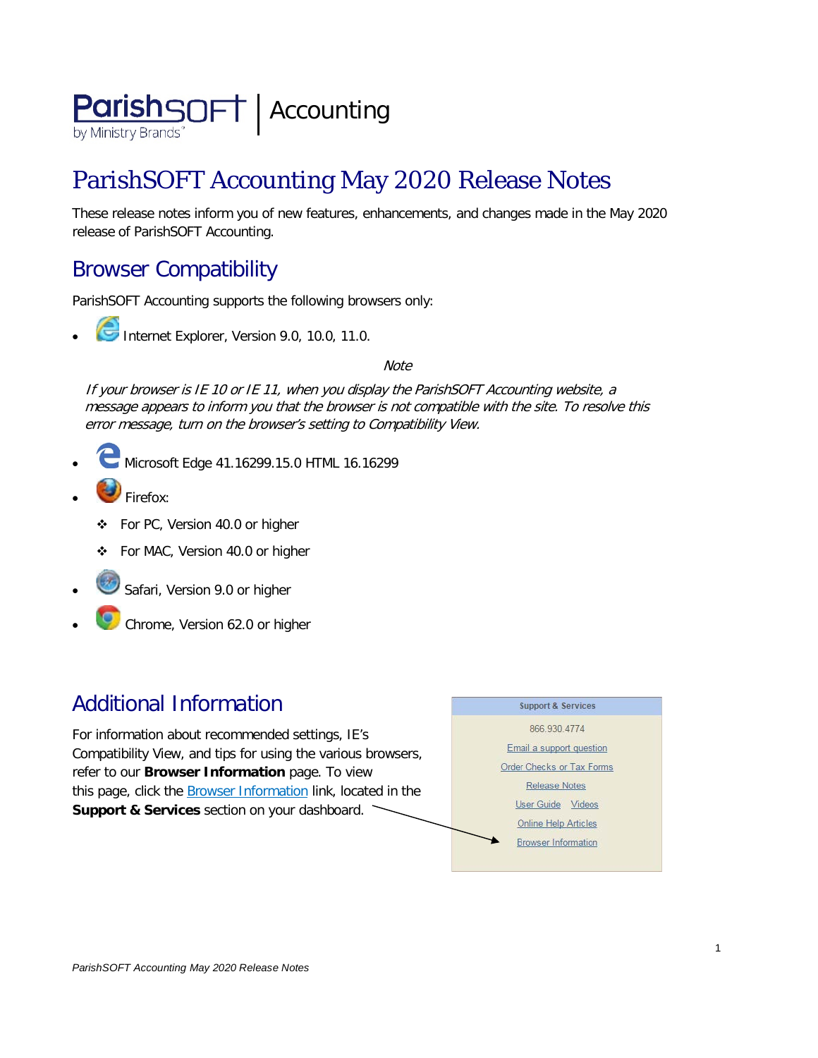ParishSOFT by Ministry Brands | Accounting

# ParishSOFT Accounting May 2020 Release Notes

These release notes inform you of new features, enhancements, and changes made in the May 2020 release of ParishSOFT Accounting.

## Browser Compatibility

ParishSOFT Accounting supports the following browsers only:

- Internet Explorer, Version 9.0, 10.0, 11.0.

  *Note*

  *If your browser is IE 10 or IE 11, when you display the ParishSOFT Accounting website, a message appears to inform you that the browser is not compatible with the site. To resolve this error message, turn on the browser's setting to Compatibility View.*

- Microsoft Edge 41.16299.15.0 HTML 16.16299
- Firefox:
  - For PC, Version 40.0 or higher
  - For MAC, Version 40.0 or higher
- Safari, Version 9.0 or higher
- Chrome, Version 62.0 or higher

## Additional Information

For information about recommended settings, IE's Compatibility View, and tips for using the various browsers, refer to our **Browser Information** page. To view this page, click the Browser Information link, located in the **Support & Services** section on your dashboard.

**Support & Services**

866.930.4774

Email a support question

Order Checks or Tax Forms

Release Notes

User Guide Videos

Online Help Articles

Browser Information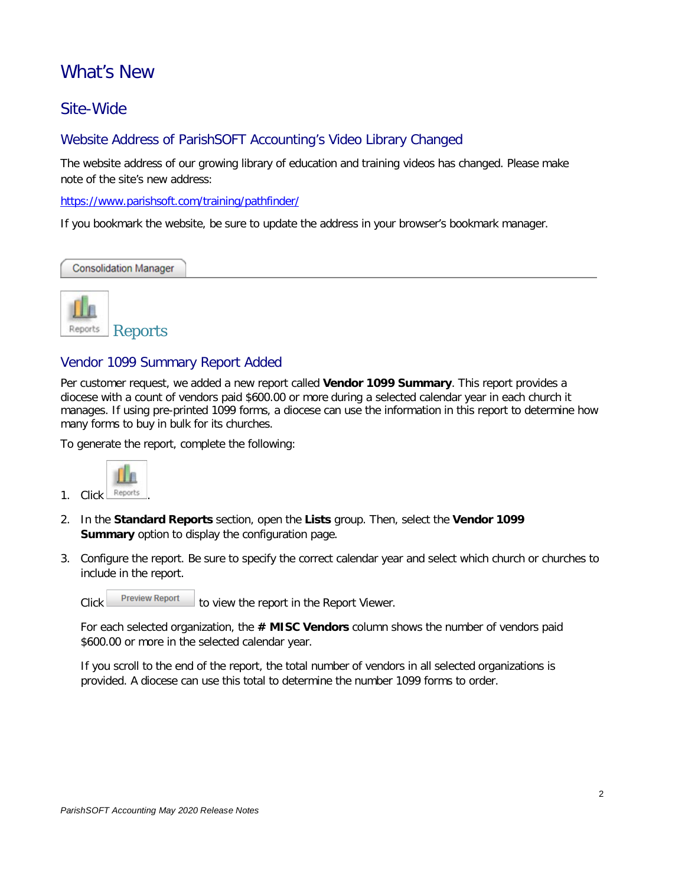# What's New

## Site-Wide

### Website Address of ParishSOFT Accounting's Video Library Changed

The website address of our growing library of education and training videos has changed. Please make note of the site's new address:

https://www.parishsoft.com/training/pathfinder/

If you bookmark the website, be sure to update the address in your browser's bookmark manager.

Consolidation Manager

## Reports

### Vendor 1099 Summary Report Added

Per customer request, we added a new report called **Vendor 1099 Summary**. This report provides a diocese with a count of vendors paid $600.00 or more during a selected calendar year in each church it manages. If using pre-printed 1099 forms, a diocese can use the information in this report to determine how many forms to buy in bulk for its churches.

To generate the report, complete the following:

1. Click Reports.
2. In the **Standard Reports** section, open the **Lists** group. Then, select the **Vendor 1099 Summary** option to display the configuration page.
3. Configure the report. Be sure to specify the correct calendar year and select which church or churches to include in the report.

   Click Preview Report to view the report in the Report Viewer.

   For each selected organization, the **# MISC Vendors** column shows the number of vendors paid $600.00 or more in the selected calendar year.

   If you scroll to the end of the report, the total number of vendors in all selected organizations is provided. A diocese can use this total to determine the number 1099 forms to order.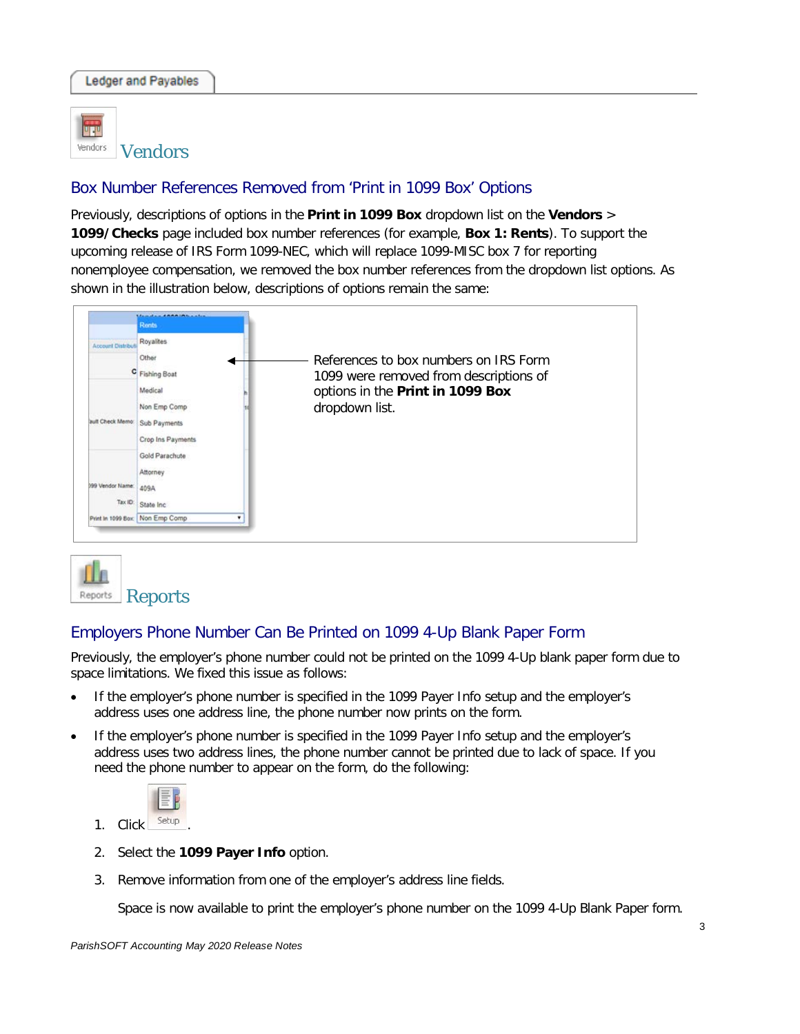Ledger and Payables

# Vendors

## Box Number References Removed from 'Print in 1099 Box' Options

Previously, descriptions of options in the **Print in 1099 Box** dropdown list on the **Vendors** > **1099/Checks** page included box number references (for example, **Box 1: Rents**). To support the upcoming release of IRS Form 1099-NEC, which will replace 1099-MISC box 7 for reporting nonemployee compensation, we removed the box number references from the dropdown list options. As shown in the illustration below, descriptions of options remain the same:

References to box numbers on IRS Form 1099 were removed from descriptions of options in the **Print in 1099 Box** dropdown list.

# Reports

## Employers Phone Number Can Be Printed on 1099 4-Up Blank Paper Form

Previously, the employer's phone number could not be printed on the 1099 4-Up blank paper form due to space limitations. We fixed this issue as follows:

- If the employer's phone number is specified in the 1099 Payer Info setup and the employer's address uses one address line, the phone number now prints on the form.
- If the employer's phone number is specified in the 1099 Payer Info setup and the employer's address uses two address lines, the phone number cannot be printed due to lack of space. If you need the phone number to appear on the form, do the following:

  1. Click Setup.
  2. Select the **1099 Payer Info** option.
  3. Remove information from one of the employer's address line fields.

     Space is now available to print the employer's phone number on the 1099 4-Up Blank Paper form.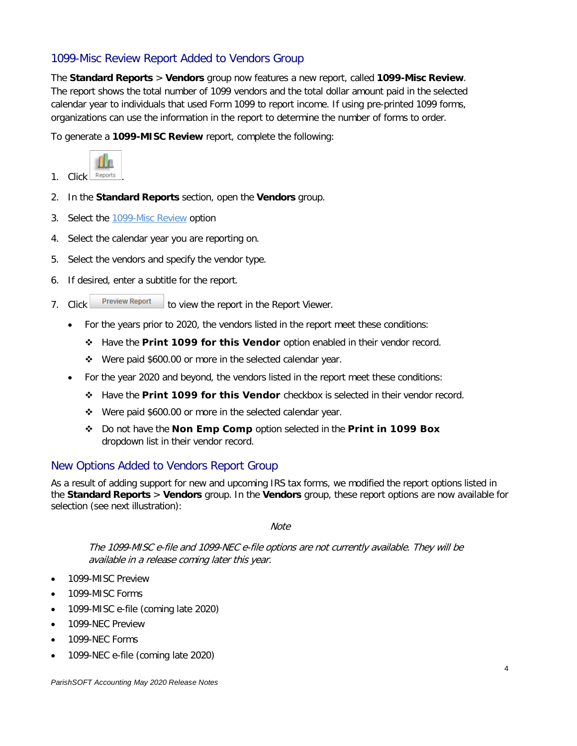## 1099-Misc Review Report Added to Vendors Group

The **Standard Reports** > **Vendors** group now features a new report, called **1099-Misc Review**. The report shows the total number of 1099 vendors and the total dollar amount paid in the selected calendar year to individuals that used Form 1099 to report income. If using pre-printed 1099 forms, organizations can use the information in the report to determine the number of forms to order.

To generate a **1099-MISC Review** report, complete the following:

1. Click Reports.
2. In the **Standard Reports** section, open the **Vendors** group.
3. Select the 1099-Misc Review option
4. Select the calendar year you are reporting on.
5. Select the vendors and specify the vendor type.
6. If desired, enter a subtitle for the report.
7. Click Preview Report to view the report in the Report Viewer.
   - For the years prior to 2020, the vendors listed in the report meet these conditions:
     - Have the **Print 1099 for this Vendor** option enabled in their vendor record.
     - Were paid $600.00 or more in the selected calendar year.
   - For the year 2020 and beyond, the vendors listed in the report meet these conditions:
     - Have the **Print 1099 for this Vendor** checkbox is selected in their vendor record.
     - Were paid $600.00 or more in the selected calendar year.
     - Do not have the **Non Emp Comp** option selected in the **Print in 1099 Box** dropdown list in their vendor record.

## New Options Added to Vendors Report Group

As a result of adding support for new and upcoming IRS tax forms, we modified the report options listed in the **Standard Reports** > **Vendors** group. In the **Vendors** group, these report options are now available for selection (see next illustration):

*Note*

*The 1099-MISC e-file and 1099-NEC e-file options are not currently available. They will be available in a release coming later this year.*

- 1099-MISC Preview
- 1099-MISC Forms
- 1099-MISC e-file (coming late 2020)
- 1099-NEC Preview
- 1099-NEC Forms
- 1099-NEC e-file (coming late 2020)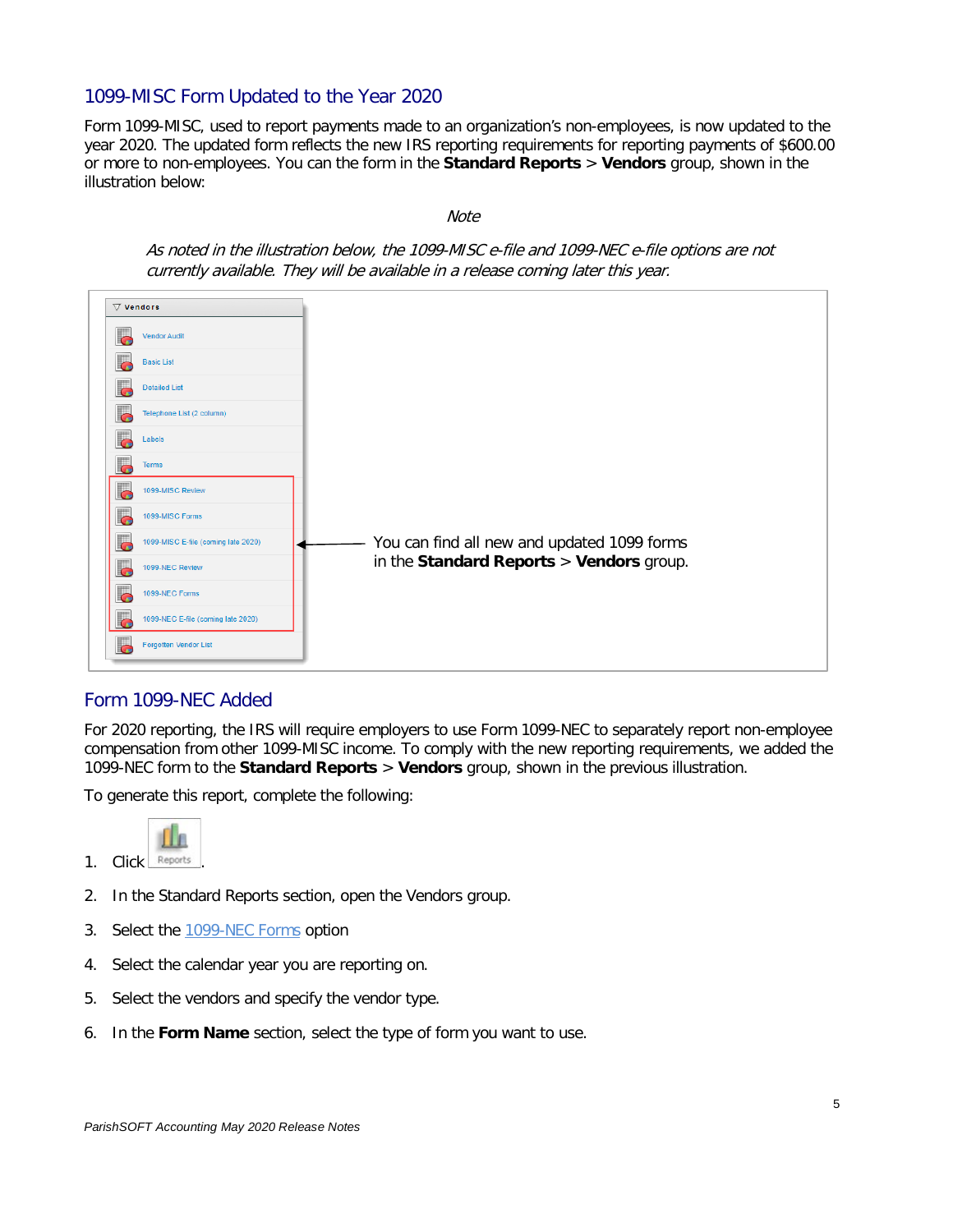## 1099-MISC Form Updated to the Year 2020

Form 1099-MISC, used to report payments made to an organization's non-employees, is now updated to the year 2020. The updated form reflects the new IRS reporting requirements for reporting payments of $600.00 or more to non-employees. You can the form in the **Standard Reports** > **Vendors** group, shown in the illustration below:

*Note*

*As noted in the illustration below, the 1099-MISC e-file and 1099-NEC e-file options are not currently available. They will be available in a release coming later this year.*

Vendors

- Vendor Audit
- Basic List
- Detailed List
- Telephone List (2 column)
- Labels
- Terms
- 1099-MISC Review
- 1099-MISC Forms
- 1099-MISC E-file (coming late 2020)
- 1099-NEC Review
- 1099-NEC Forms
- 1099-NEC E-file (coming late 2020)
- Forgotten Vendor List

You can find all new and updated 1099 forms in the **Standard Reports** > **Vendors** group.

## Form 1099-NEC Added

For 2020 reporting, the IRS will require employers to use Form 1099-NEC to separately report non-employee compensation from other 1099-MISC income. To comply with the new reporting requirements, we added the 1099-NEC form to the **Standard Reports** > **Vendors** group, shown in the previous illustration.

To generate this report, complete the following:

1. Click Reports.
2. In the Standard Reports section, open the Vendors group.
3. Select the 1099-NEC Forms option
4. Select the calendar year you are reporting on.
5. Select the vendors and specify the vendor type.
6. In the **Form Name** section, select the type of form you want to use.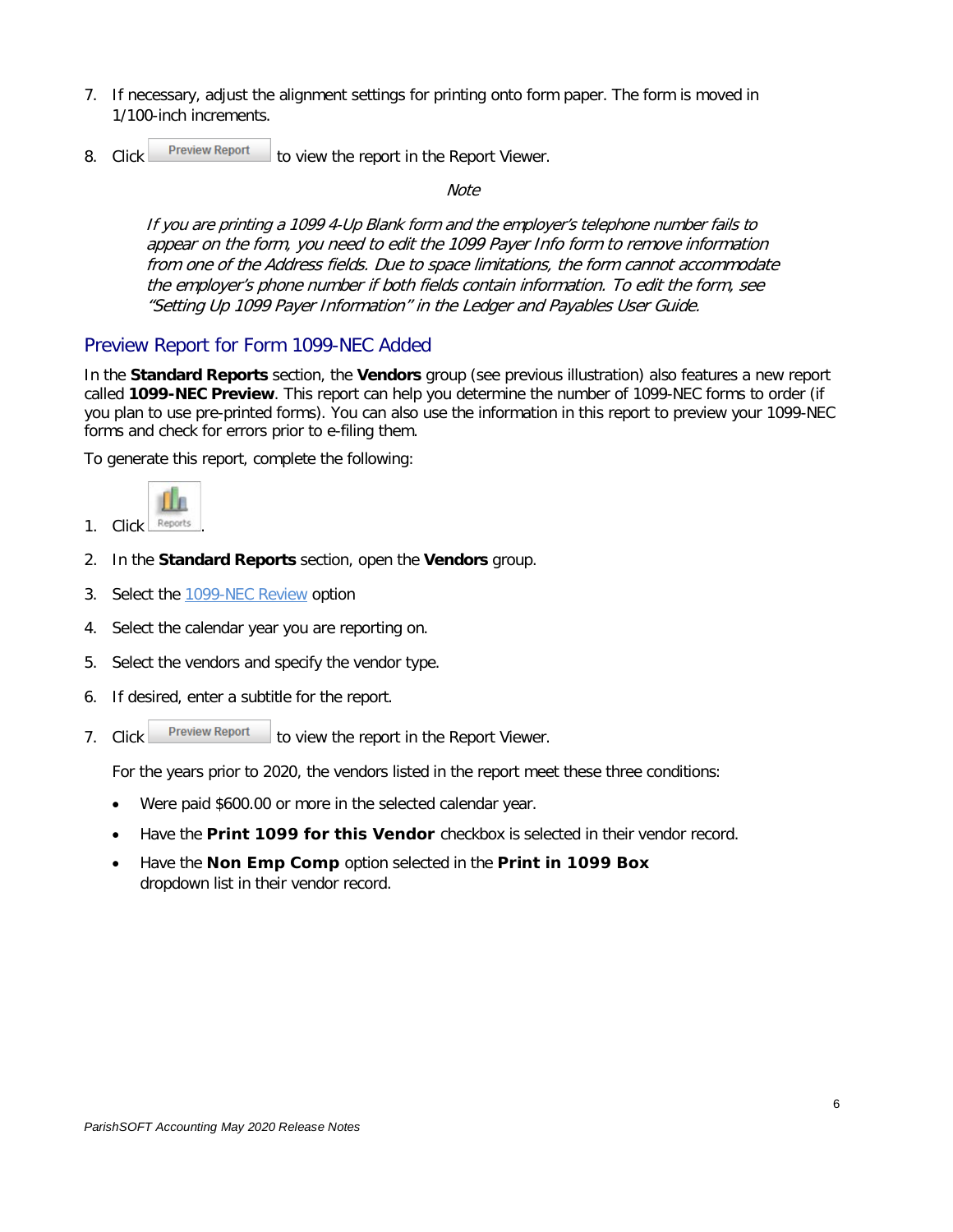7. If necessary, adjust the alignment settings for printing onto form paper. The form is moved in 1/100-inch increments.

8. Click **Preview Report** to view the report in the Report Viewer.

*Note*

*If you are printing a 1099 4-Up Blank form and the employer's telephone number fails to appear on the form, you need to edit the 1099 Payer Info form to remove information from one of the Address fields. Due to space limitations, the form cannot accommodate the employer's phone number if both fields contain information. To edit the form, see "Setting Up 1099 Payer Information" in the Ledger and Payables User Guide.*

## Preview Report for Form 1099-NEC Added

In the **Standard Reports** section, the **Vendors** group (see previous illustration) also features a new report called **1099-NEC Preview**. This report can help you determine the number of 1099-NEC forms to order (if you plan to use pre-printed forms). You can also use the information in this report to preview your 1099-NEC forms and check for errors prior to e-filing them.

To generate this report, complete the following:

1. Click **Reports**.
2. In the **Standard Reports** section, open the **Vendors** group.
3. Select the 1099-NEC Review option
4. Select the calendar year you are reporting on.
5. Select the vendors and specify the vendor type.
6. If desired, enter a subtitle for the report.
7. Click **Preview Report** to view the report in the Report Viewer.

   For the years prior to 2020, the vendors listed in the report meet these three conditions:

   - Were paid $600.00 or more in the selected calendar year.
   - Have the **Print 1099 for this Vendor** checkbox is selected in their vendor record.
   - Have the **Non Emp Comp** option selected in the **Print in 1099 Box** dropdown list in their vendor record.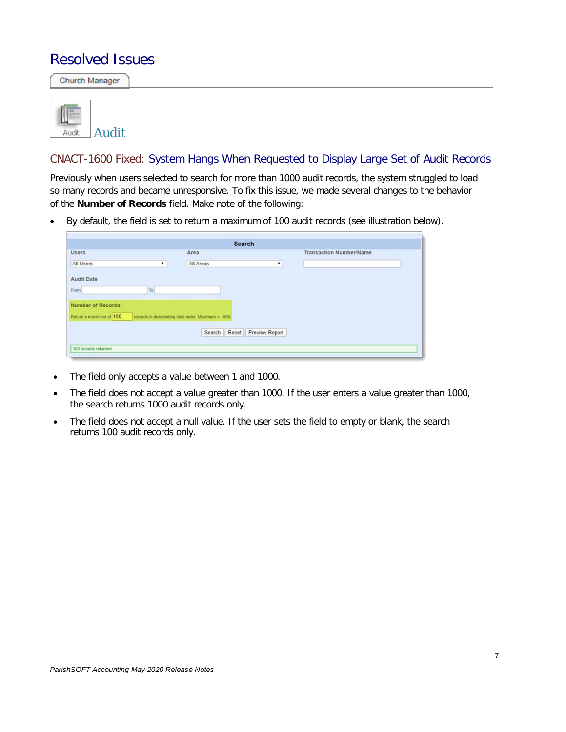# Resolved Issues

Church Manager

## Audit

### CNACT-1600 Fixed: System Hangs When Requested to Display Large Set of Audit Records

Previously when users selected to search for more than 1000 audit records, the system struggled to load so many records and became unresponsive. To fix this issue, we made several changes to the behavior of the **Number of Records** field. Make note of the following:

- By default, the field is set to return a maximum of 100 audit records (see illustration below).

- The field only accepts a value between 1 and 1000.
- The field does not accept a value greater than 1000. If the user enters a value greater than 1000, the search returns 1000 audit records only.
- The field does not accept a null value. If the user sets the field to empty or blank, the search returns 100 audit records only.